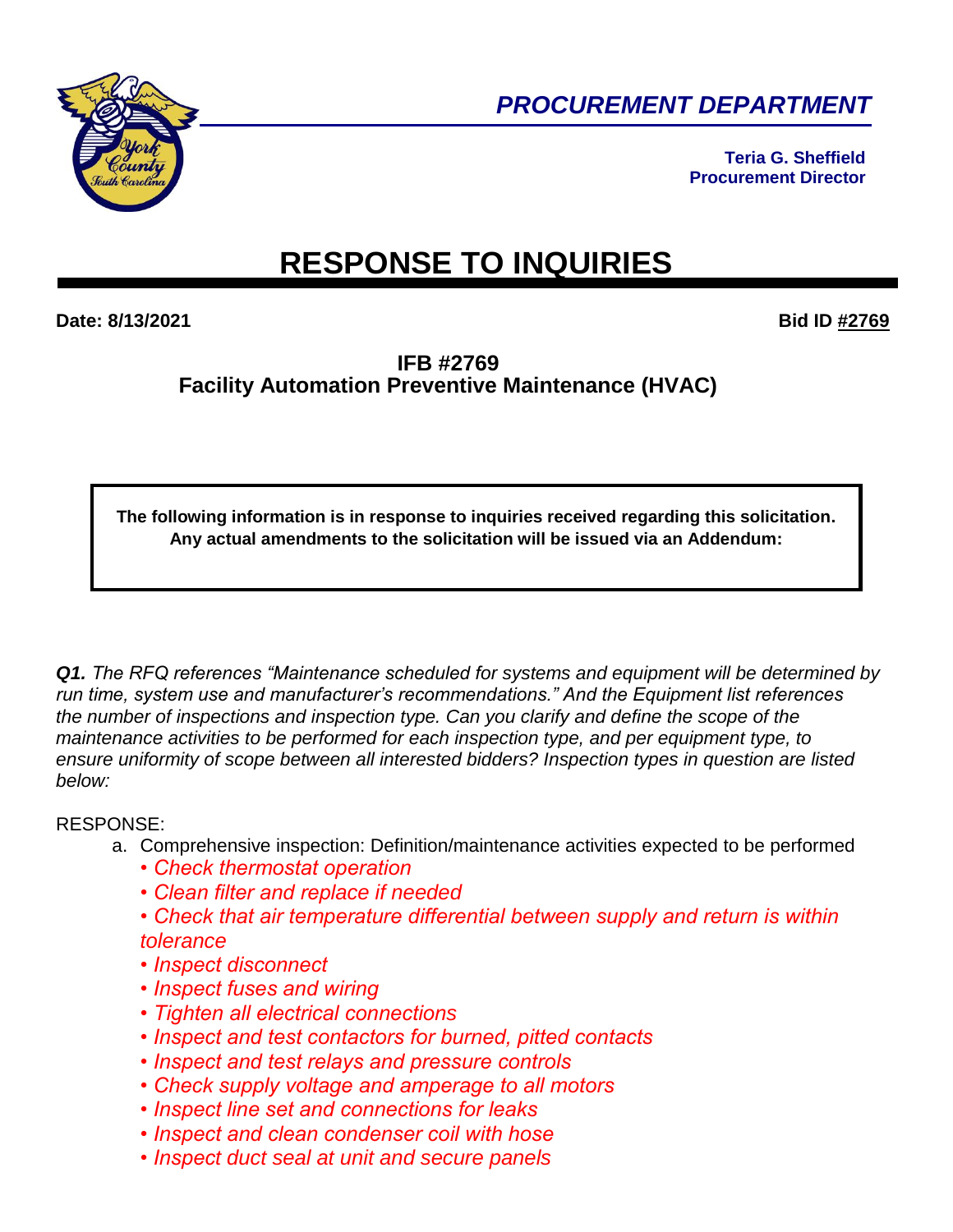**PROCUREMENT DEPARTMENT**

**Teria G. Sheffield**
**Procurement Director**

# RESPONSE TO INQUIRIES

**Date: 8/13/2021** **Bid ID #2769**

## IFB #2769
## Facility Automation Preventive Maintenance (HVAC)

**The following information is in response to inquiries received regarding this solicitation. Any actual amendments to the solicitation will be issued via an Addendum:**

***Q1.*** *The RFQ references "Maintenance scheduled for systems and equipment will be determined by run time, system use and manufacturer's recommendations." And the Equipment list references the number of inspections and inspection type. Can you clarify and define the scope of the maintenance activities to be performed for each inspection type, and per equipment type, to ensure uniformity of scope between all interested bidders? Inspection types in question are listed below:*

RESPONSE:

a. Comprehensive inspection: Definition/maintenance activities expected to be performed
   - *Check thermostat operation*
   - *Clean filter and replace if needed*
   - *Check that air temperature differential between supply and return is within tolerance*
   - *Inspect disconnect*
   - *Inspect fuses and wiring*
   - *Tighten all electrical connections*
   - *Inspect and test contactors for burned, pitted contacts*
   - *Inspect and test relays and pressure controls*
   - *Check supply voltage and amperage to all motors*
   - *Inspect line set and connections for leaks*
   - *Inspect and clean condenser coil with hose*
   - *Inspect duct seal at unit and secure panels*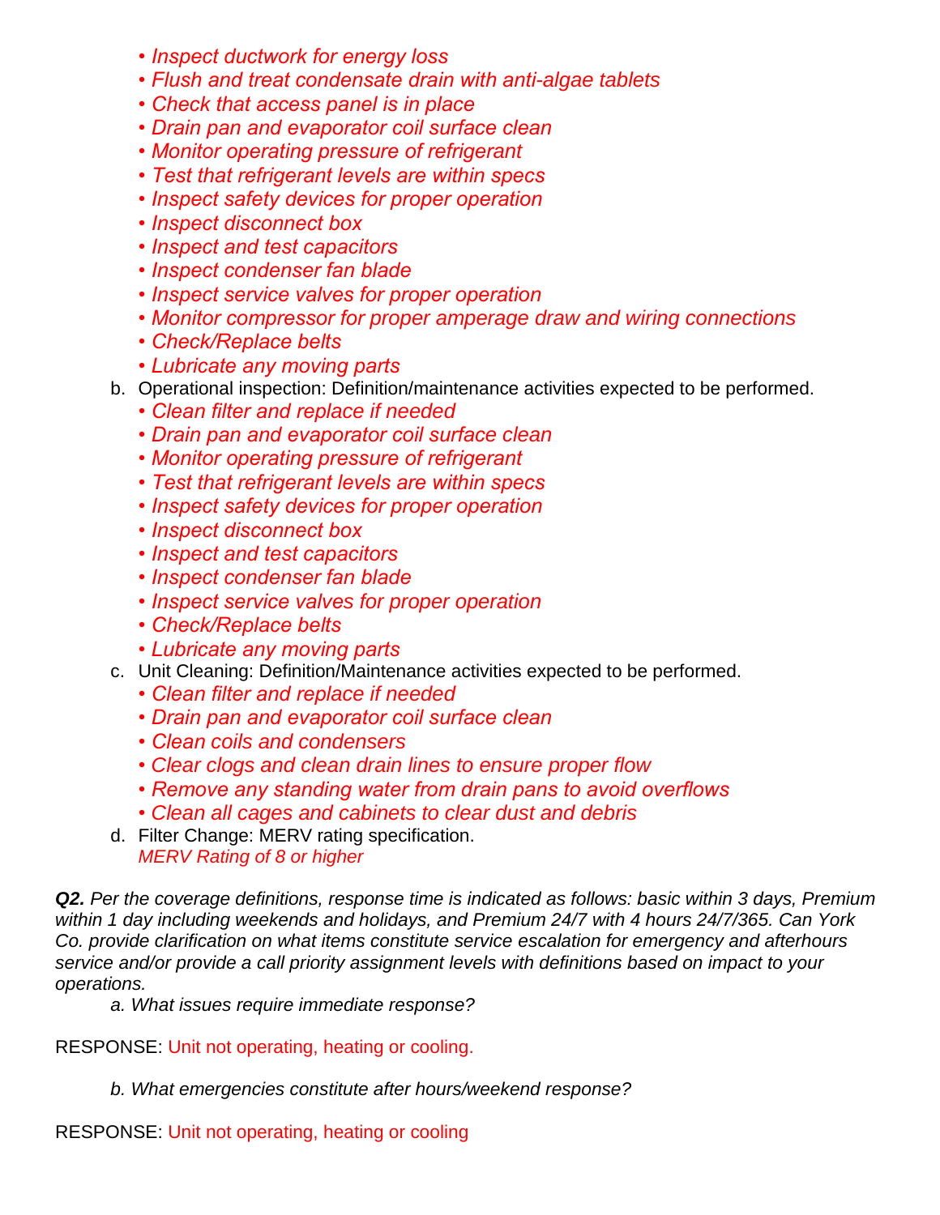- *Inspect ductwork for energy loss*
- *Flush and treat condensate drain with anti-algae tablets*
- *Check that access panel is in place*
- *Drain pan and evaporator coil surface clean*
- *Monitor operating pressure of refrigerant*
- *Test that refrigerant levels are within specs*
- *Inspect safety devices for proper operation*
- *Inspect disconnect box*
- *Inspect and test capacitors*
- *Inspect condenser fan blade*
- *Inspect service valves for proper operation*
- *Monitor compressor for proper amperage draw and wiring connections*
- *Check/Replace belts*
- *Lubricate any moving parts*

b. Operational inspection: Definition/maintenance activities expected to be performed.
- *Clean filter and replace if needed*
- *Drain pan and evaporator coil surface clean*
- *Monitor operating pressure of refrigerant*
- *Test that refrigerant levels are within specs*
- *Inspect safety devices for proper operation*
- *Inspect disconnect box*
- *Inspect and test capacitors*
- *Inspect condenser fan blade*
- *Inspect service valves for proper operation*
- *Check/Replace belts*
- *Lubricate any moving parts*

c. Unit Cleaning: Definition/Maintenance activities expected to be performed.
- *Clean filter and replace if needed*
- *Drain pan and evaporator coil surface clean*
- *Clean coils and condensers*
- *Clear clogs and clean drain lines to ensure proper flow*
- *Remove any standing water from drain pans to avoid overflows*
- *Clean all cages and cabinets to clear dust and debris*

d. Filter Change: MERV rating specification.
*MERV Rating of 8 or higher*

***Q2.*** *Per the coverage definitions, response time is indicated as follows: basic within 3 days, Premium within 1 day including weekends and holidays, and Premium 24/7 with 4 hours 24/7/365. Can York Co. provide clarification on what items constitute service escalation for emergency and afterhours service and/or provide a call priority assignment levels with definitions based on impact to your operations.*

*a. What issues require immediate response?*

RESPONSE: Unit not operating, heating or cooling.

*b. What emergencies constitute after hours/weekend response?*

RESPONSE: Unit not operating, heating or cooling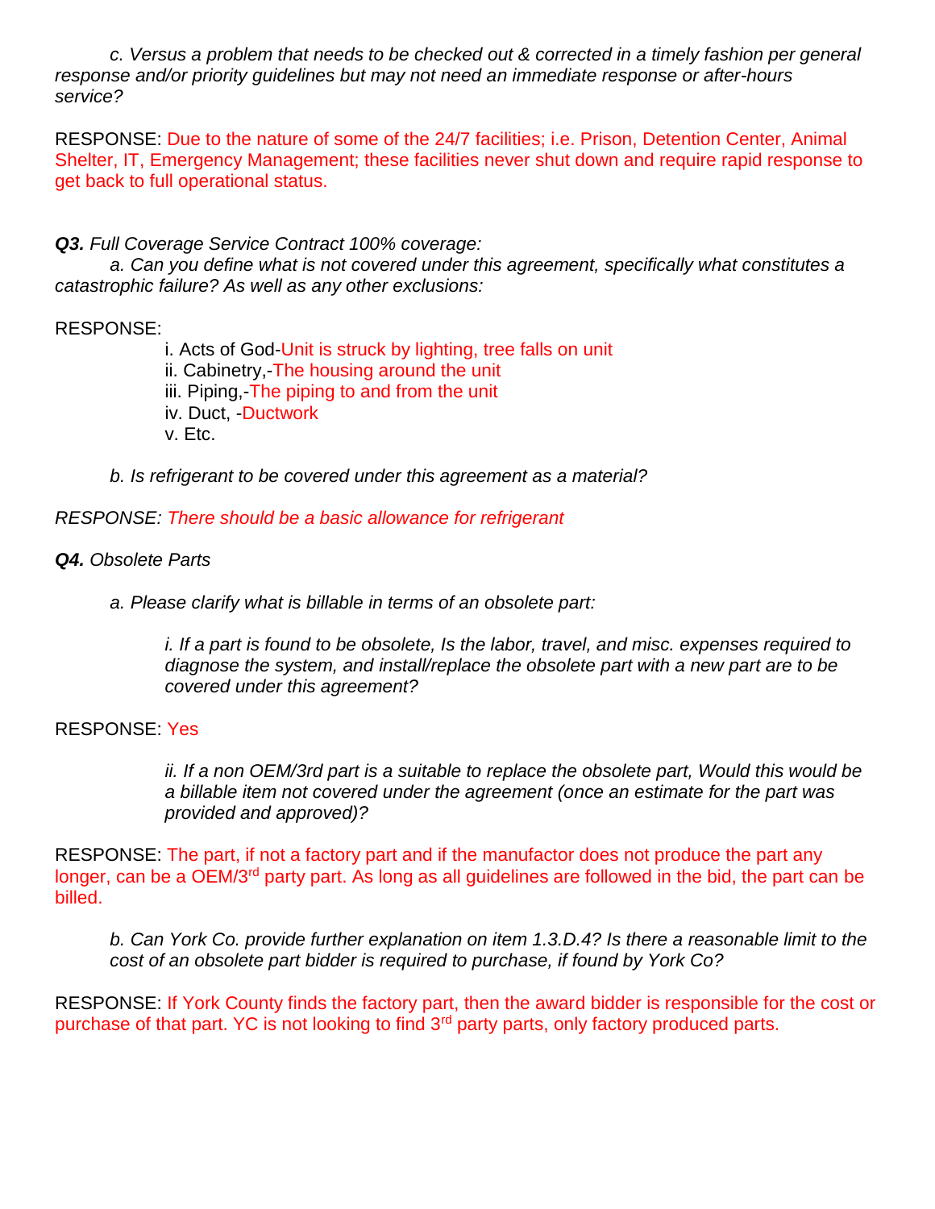*c. Versus a problem that needs to be checked out & corrected in a timely fashion per general response and/or priority guidelines but may not need an immediate response or after-hours service?*

RESPONSE: Due to the nature of some of the 24/7 facilities; i.e. Prison, Detention Center, Animal Shelter, IT, Emergency Management; these facilities never shut down and require rapid response to get back to full operational status.

***Q3.*** *Full Coverage Service Contract 100% coverage:*

*a. Can you define what is not covered under this agreement, specifically what constitutes a catastrophic failure? As well as any other exclusions:*

RESPONSE:

i. Acts of God-Unit is struck by lighting, tree falls on unit
ii. Cabinetry,-The housing around the unit
iii. Piping,-The piping to and from the unit
iv. Duct, -Ductwork
v. Etc.

*b. Is refrigerant to be covered under this agreement as a material?*

*RESPONSE: There should be a basic allowance for refrigerant*

***Q4.*** *Obsolete Parts*

*a. Please clarify what is billable in terms of an obsolete part:*

*i. If a part is found to be obsolete, Is the labor, travel, and misc. expenses required to diagnose the system, and install/replace the obsolete part with a new part are to be covered under this agreement?*

RESPONSE: Yes

*ii. If a non OEM/3rd part is a suitable to replace the obsolete part, Would this would be a billable item not covered under the agreement (once an estimate for the part was provided and approved)?*

RESPONSE: The part, if not a factory part and if the manufactor does not produce the part any longer, can be a OEM/3rd party part. As long as all guidelines are followed in the bid, the part can be billed.

*b. Can York Co. provide further explanation on item 1.3.D.4? Is there a reasonable limit to the cost of an obsolete part bidder is required to purchase, if found by York Co?*

RESPONSE: If York County finds the factory part, then the award bidder is responsible for the cost or purchase of that part. YC is not looking to find 3rd party parts, only factory produced parts.